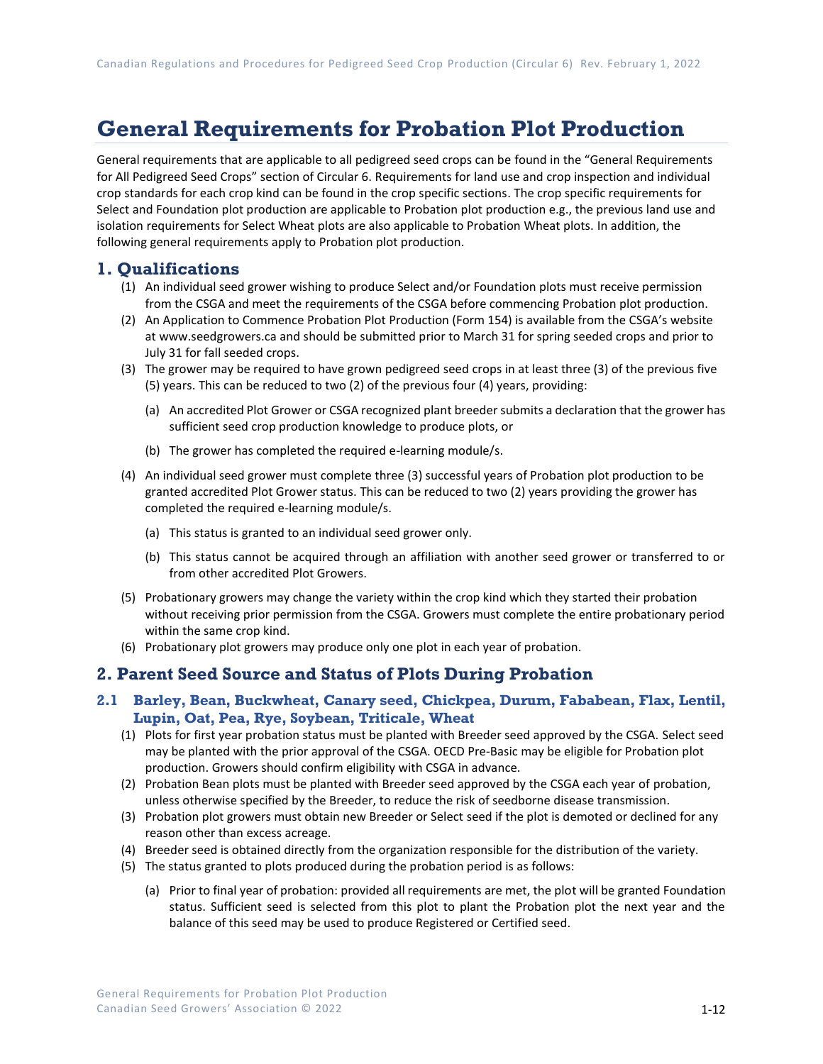# General Requirements for Probation Plot Production

General requirements that are applicable to all pedigreed seed crops can be found in the "General Requirements for All Pedigreed Seed Crops" section of Circular 6. Requirements for land use and crop inspection and individual crop standards for each crop kind can be found in the crop specific sections. The crop specific requirements for Select and Foundation plot production are applicable to Probation plot production e.g., the previous land use and isolation requirements for Select Wheat plots are also applicable to Probation Wheat plots. In addition, the following general requirements apply to Probation plot production.

## 1. Qualifications

(1) An individual seed grower wishing to produce Select and/or Foundation plots must receive permission from the CSGA and meet the requirements of the CSGA before commencing Probation plot production.

(2) An Application to Commence Probation Plot Production (Form 154) is available from the CSGA's website at www.seedgrowers.ca and should be submitted prior to March 31 for spring seeded crops and prior to July 31 for fall seeded crops.

(3) The grower may be required to have grown pedigreed seed crops in at least three (3) of the previous five (5) years. This can be reduced to two (2) of the previous four (4) years, providing:

   (a) An accredited Plot Grower or CSGA recognized plant breeder submits a declaration that the grower has sufficient seed crop production knowledge to produce plots, or

   (b) The grower has completed the required e-learning module/s.

(4) An individual seed grower must complete three (3) successful years of Probation plot production to be granted accredited Plot Grower status. This can be reduced to two (2) years providing the grower has completed the required e-learning module/s.

   (a) This status is granted to an individual seed grower only.

   (b) This status cannot be acquired through an affiliation with another seed grower or transferred to or from other accredited Plot Growers.

(5) Probationary growers may change the variety within the crop kind which they started their probation without receiving prior permission from the CSGA. Growers must complete the entire probationary period within the same crop kind.

(6) Probationary plot growers may produce only one plot in each year of probation.

## 2. Parent Seed Source and Status of Plots During Probation

### 2.1 Barley, Bean, Buckwheat, Canary seed, Chickpea, Durum, Fababean, Flax, Lentil, Lupin, Oat, Pea, Rye, Soybean, Triticale, Wheat

(1) Plots for first year probation status must be planted with Breeder seed approved by the CSGA. Select seed may be planted with the prior approval of the CSGA. OECD Pre-Basic may be eligible for Probation plot production. Growers should confirm eligibility with CSGA in advance.

(2) Probation Bean plots must be planted with Breeder seed approved by the CSGA each year of probation, unless otherwise specified by the Breeder, to reduce the risk of seedborne disease transmission.

(3) Probation plot growers must obtain new Breeder or Select seed if the plot is demoted or declined for any reason other than excess acreage.

(4) Breeder seed is obtained directly from the organization responsible for the distribution of the variety.

(5) The status granted to plots produced during the probation period is as follows:

   (a) Prior to final year of probation: provided all requirements are met, the plot will be granted Foundation status. Sufficient seed is selected from this plot to plant the Probation plot the next year and the balance of this seed may be used to produce Registered or Certified seed.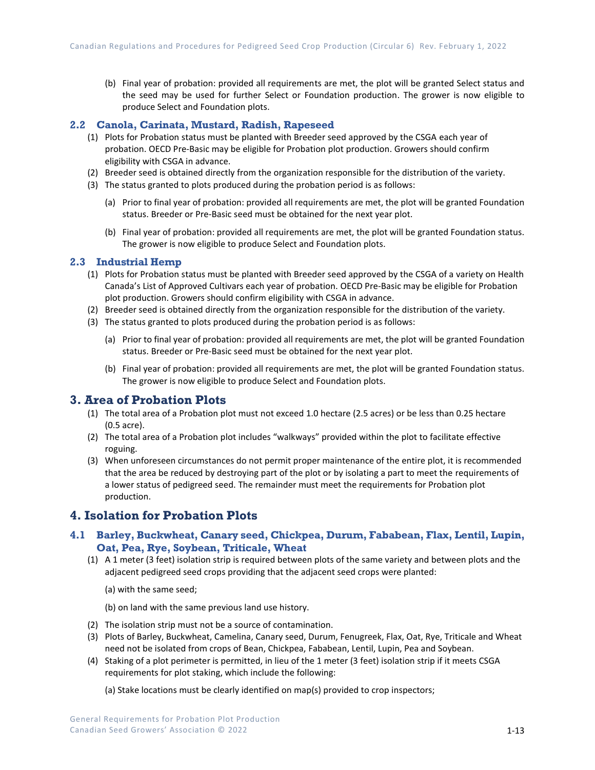(b) Final year of probation: provided all requirements are met, the plot will be granted Select status and the seed may be used for further Select or Foundation production. The grower is now eligible to produce Select and Foundation plots.

### 2.2 Canola, Carinata, Mustard, Radish, Rapeseed

(1) Plots for Probation status must be planted with Breeder seed approved by the CSGA each year of probation. OECD Pre-Basic may be eligible for Probation plot production. Growers should confirm eligibility with CSGA in advance.

(2) Breeder seed is obtained directly from the organization responsible for the distribution of the variety.

(3) The status granted to plots produced during the probation period is as follows:

(a) Prior to final year of probation: provided all requirements are met, the plot will be granted Foundation status. Breeder or Pre-Basic seed must be obtained for the next year plot.

(b) Final year of probation: provided all requirements are met, the plot will be granted Foundation status. The grower is now eligible to produce Select and Foundation plots.

### 2.3 Industrial Hemp

(1) Plots for Probation status must be planted with Breeder seed approved by the CSGA of a variety on Health Canada's List of Approved Cultivars each year of probation. OECD Pre-Basic may be eligible for Probation plot production. Growers should confirm eligibility with CSGA in advance.

(2) Breeder seed is obtained directly from the organization responsible for the distribution of the variety.

(3) The status granted to plots produced during the probation period is as follows:

(a) Prior to final year of probation: provided all requirements are met, the plot will be granted Foundation status. Breeder or Pre-Basic seed must be obtained for the next year plot.

(b) Final year of probation: provided all requirements are met, the plot will be granted Foundation status. The grower is now eligible to produce Select and Foundation plots.

## 3. Area of Probation Plots

(1) The total area of a Probation plot must not exceed 1.0 hectare (2.5 acres) or be less than 0.25 hectare (0.5 acre).

(2) The total area of a Probation plot includes "walkways" provided within the plot to facilitate effective roguing.

(3) When unforeseen circumstances do not permit proper maintenance of the entire plot, it is recommended that the area be reduced by destroying part of the plot or by isolating a part to meet the requirements of a lower status of pedigreed seed. The remainder must meet the requirements for Probation plot production.

## 4. Isolation for Probation Plots

### 4.1 Barley, Buckwheat, Canary seed, Chickpea, Durum, Fababean, Flax, Lentil, Lupin, Oat, Pea, Rye, Soybean, Triticale, Wheat

(1) A 1 meter (3 feet) isolation strip is required between plots of the same variety and between plots and the adjacent pedigreed seed crops providing that the adjacent seed crops were planted:

(a) with the same seed;

(b) on land with the same previous land use history.

(2) The isolation strip must not be a source of contamination.

(3) Plots of Barley, Buckwheat, Camelina, Canary seed, Durum, Fenugreek, Flax, Oat, Rye, Triticale and Wheat need not be isolated from crops of Bean, Chickpea, Fababean, Lentil, Lupin, Pea and Soybean.

(4) Staking of a plot perimeter is permitted, in lieu of the 1 meter (3 feet) isolation strip if it meets CSGA requirements for plot staking, which include the following:

(a) Stake locations must be clearly identified on map(s) provided to crop inspectors;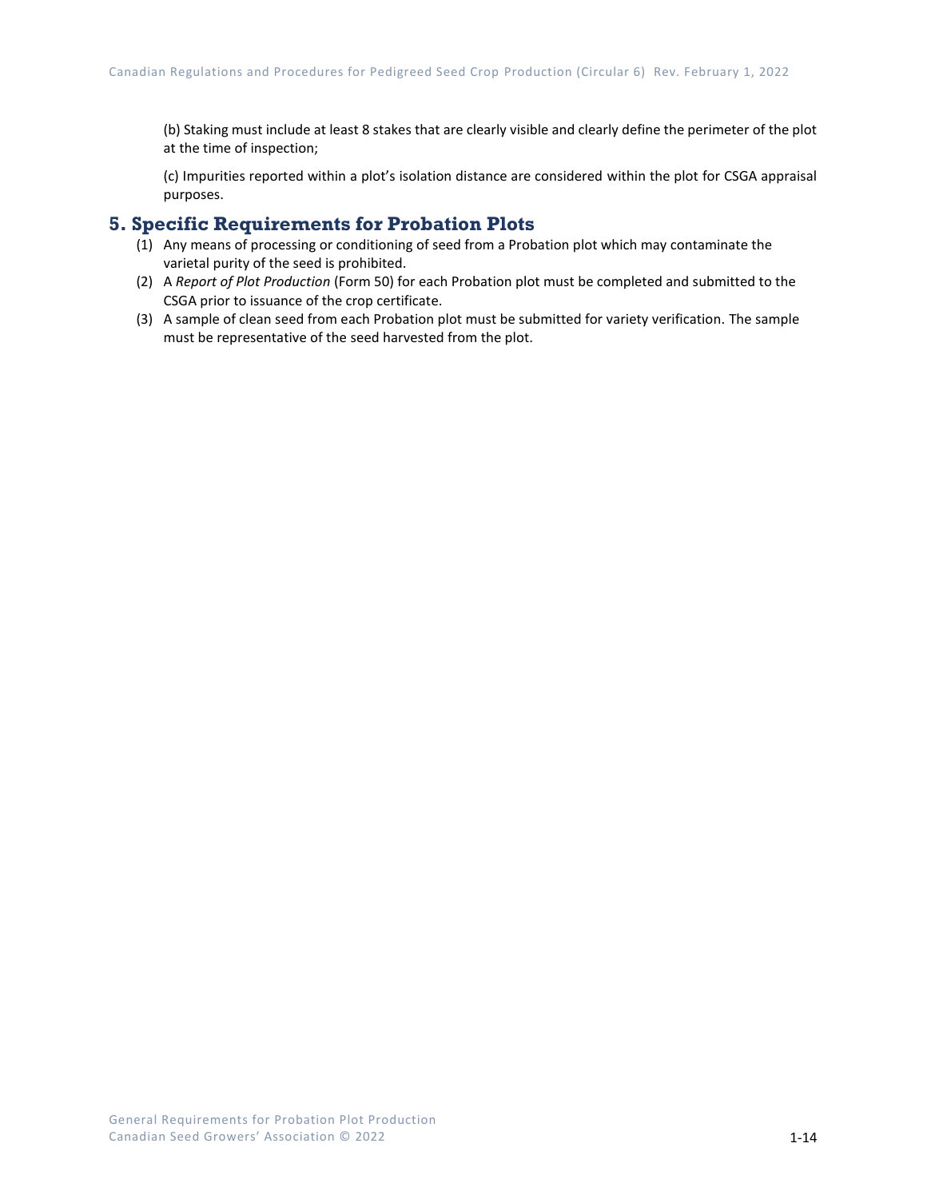(b) Staking must include at least 8 stakes that are clearly visible and clearly define the perimeter of the plot at the time of inspection;

(c) Impurities reported within a plot's isolation distance are considered within the plot for CSGA appraisal purposes.

## 5. Specific Requirements for Probation Plots

(1) Any means of processing or conditioning of seed from a Probation plot which may contaminate the varietal purity of the seed is prohibited.

(2) A *Report of Plot Production* (Form 50) for each Probation plot must be completed and submitted to the CSGA prior to issuance of the crop certificate.

(3) A sample of clean seed from each Probation plot must be submitted for variety verification. The sample must be representative of the seed harvested from the plot.